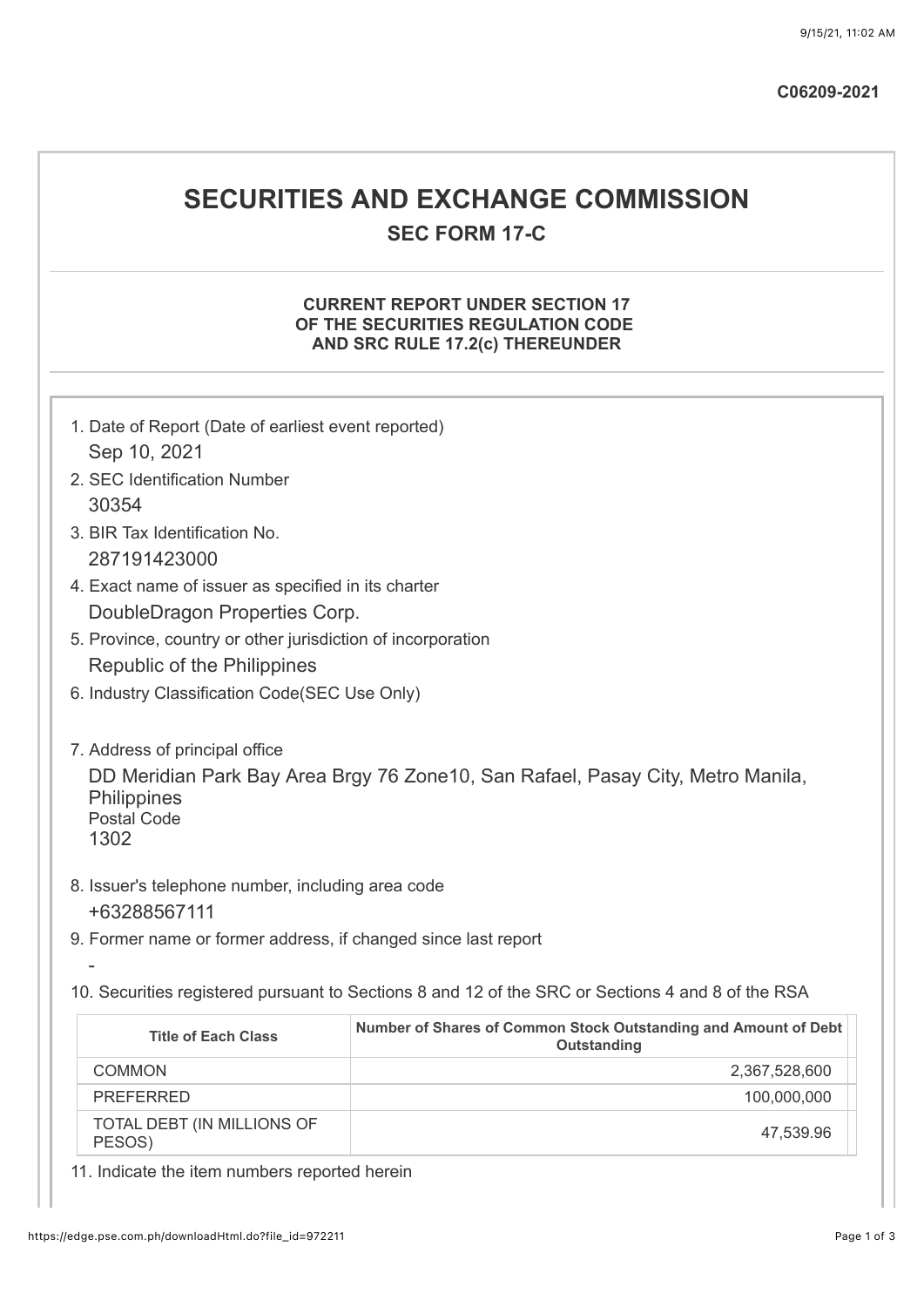C06209-2021

# SECURITIES AND EXCHANGE COMMISSION

## SEC FORM 17-C

### CURRENT REPORT UNDER SECTION 17 OF THE SECURITIES REGULATION CODE AND SRC RULE 17.2(c) THEREUNDER

1. Date of Report (Date of earliest event reported)
   Sep 10, 2021
2. SEC Identification Number
   30354
3. BIR Tax Identification No.
   287191423000
4. Exact name of issuer as specified in its charter
   DoubleDragon Properties Corp.
5. Province, country or other jurisdiction of incorporation
   Republic of the Philippines
6. Industry Classification Code(SEC Use Only)

7. Address of principal office
   DD Meridian Park Bay Area Brgy 76 Zone10, San Rafael, Pasay City, Metro Manila, Philippines
   Postal Code
   1302
8. Issuer's telephone number, including area code
   +63288567111
9. Former name or former address, if changed since last report
   -
10. Securities registered pursuant to Sections 8 and 12 of the SRC or Sections 4 and 8 of the RSA

| Title of Each Class | Number of Shares of Common Stock Outstanding and Amount of Debt Outstanding |
|---|---|
| COMMON | 2,367,528,600 |
| PREFERRED | 100,000,000 |
| TOTAL DEBT (IN MILLIONS OF PESOS) | 47,539.96 |

11. Indicate the item numbers reported herein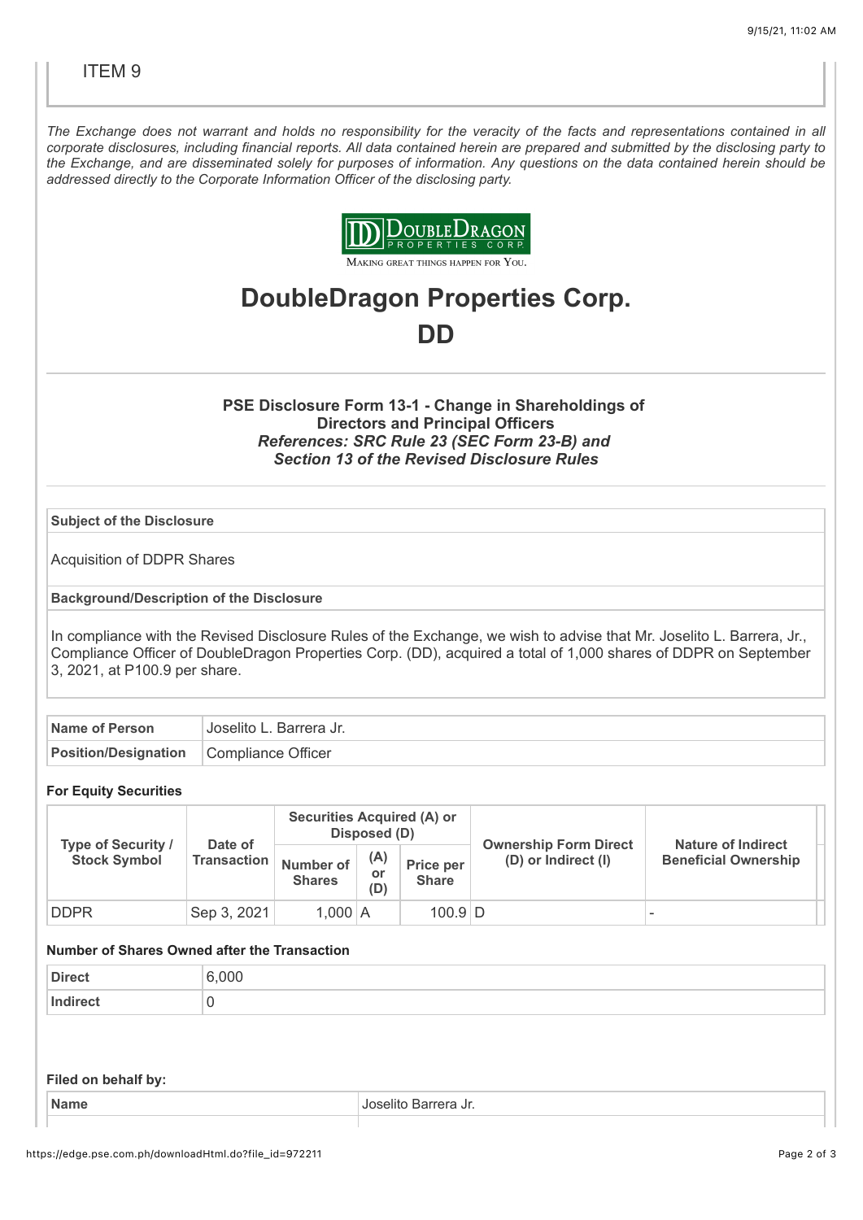ITEM 9

*The Exchange does not warrant and holds no responsibility for the veracity of the facts and representations contained in all corporate disclosures, including financial reports. All data contained herein are prepared and submitted by the disclosing party to the Exchange, and are disseminated solely for purposes of information. Any questions on the data contained herein should be addressed directly to the Corporate Information Officer of the disclosing party.*

# DoubleDragon Properties Corp.

# DD

### PSE Disclosure Form 13-1 - Change in Shareholdings of Directors and Principal Officers
### *References: SRC Rule 23 (SEC Form 23-B) and Section 13 of the Revised Disclosure Rules*

**Subject of the Disclosure**

Acquisition of DDPR Shares

**Background/Description of the Disclosure**

In compliance with the Revised Disclosure Rules of the Exchange, we wish to advise that Mr. Joselito L. Barrera, Jr., Compliance Officer of DoubleDragon Properties Corp. (DD), acquired a total of 1,000 shares of DDPR on September 3, 2021, at P100.9 per share.

| | |
|---|---|
| **Name of Person** | Joselito L. Barrera Jr. |
| **Position/Designation** | Compliance Officer |

**For Equity Securities**

| Type of Security / Stock Symbol | Date of Transaction | Securities Acquired (A) or Disposed (D) | | | Ownership Form Direct (D) or Indirect (I) | Nature of Indirect Beneficial Ownership |
|---|---|---|---|---|---|---|
| | | Number of Shares | (A) or (D) | Price per Share | | |
| DDPR | Sep 3, 2021 | 1,000 | A | 100.9 | D | - |

**Number of Shares Owned after the Transaction**

| | |
|---|---|
| **Direct** | 6,000 |
| **Indirect** | 0 |

**Filed on behalf by:**

| | |
|---|---|
| **Name** | Joselito Barrera Jr. |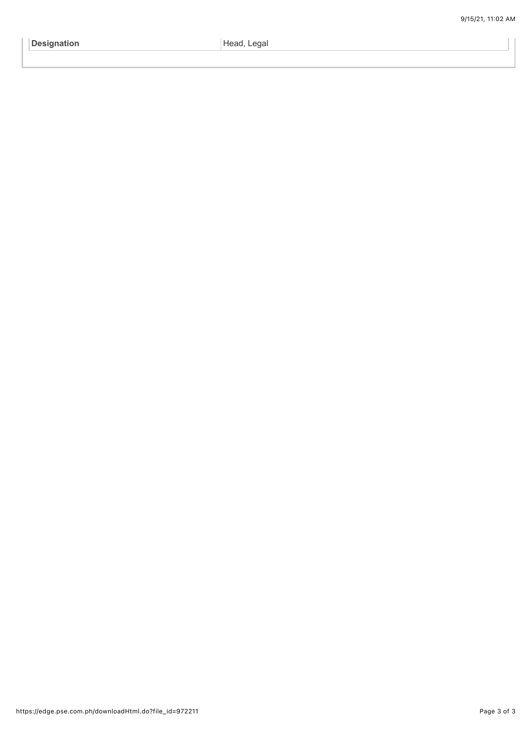| | |
|---|---|
| **Designation** | Head, Legal |